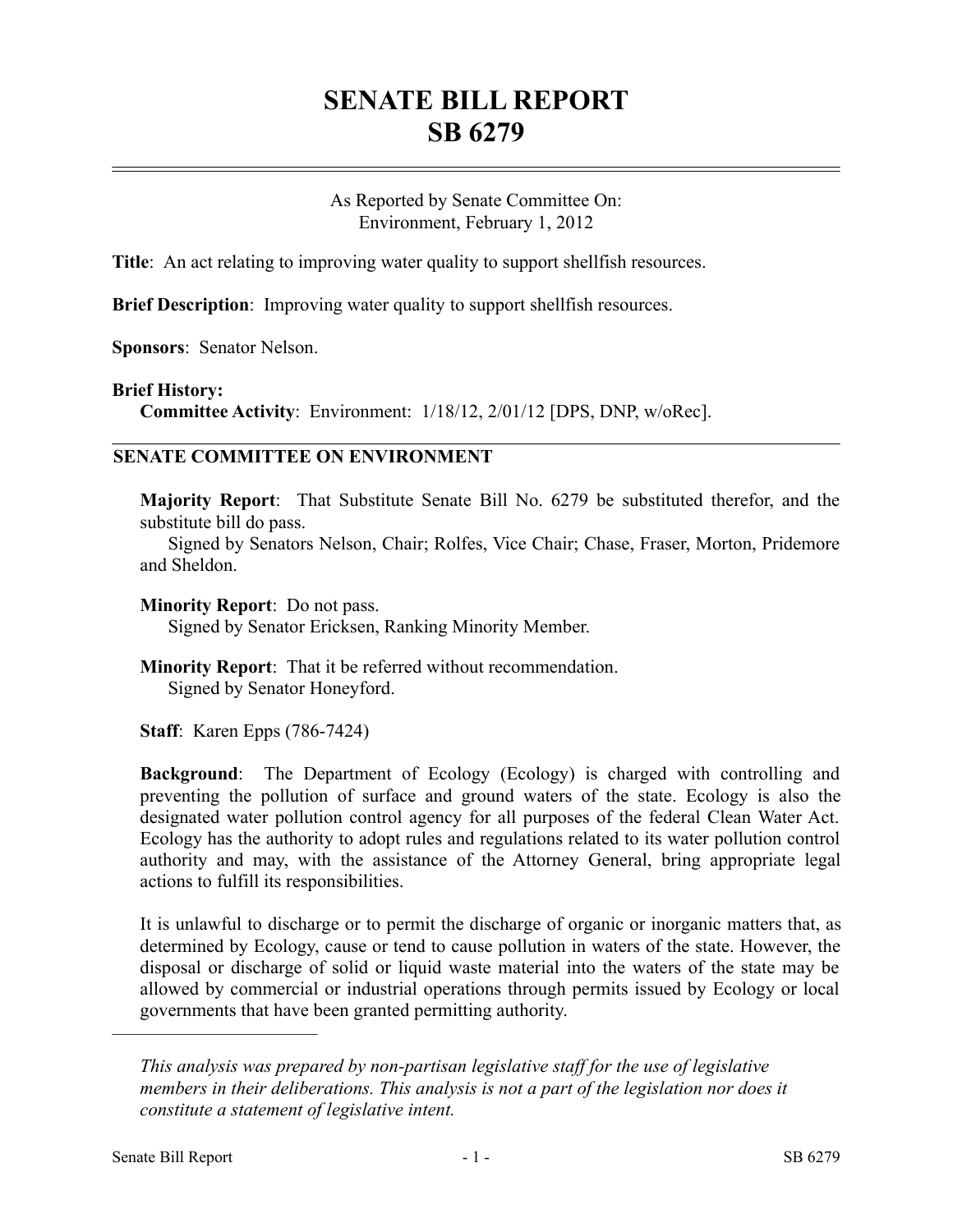# SENATE BILL REPORT
# SB 6279

As Reported by Senate Committee On:
Environment, February 1, 2012

**Title**: An act relating to improving water quality to support shellfish resources.

**Brief Description**: Improving water quality to support shellfish resources.

**Sponsors**: Senator Nelson.

**Brief History:**

**Committee Activity**: Environment: 1/18/12, 2/01/12 [DPS, DNP, w/oRec].

## SENATE COMMITTEE ON ENVIRONMENT

**Majority Report**: That Substitute Senate Bill No. 6279 be substituted therefor, and the substitute bill do pass.

Signed by Senators Nelson, Chair; Rolfes, Vice Chair; Chase, Fraser, Morton, Pridemore and Sheldon.

**Minority Report**: Do not pass.

Signed by Senator Ericksen, Ranking Minority Member.

**Minority Report**: That it be referred without recommendation.

Signed by Senator Honeyford.

**Staff**: Karen Epps (786-7424)

**Background**: The Department of Ecology (Ecology) is charged with controlling and preventing the pollution of surface and ground waters of the state. Ecology is also the designated water pollution control agency for all purposes of the federal Clean Water Act. Ecology has the authority to adopt rules and regulations related to its water pollution control authority and may, with the assistance of the Attorney General, bring appropriate legal actions to fulfill its responsibilities.

It is unlawful to discharge or to permit the discharge of organic or inorganic matters that, as determined by Ecology, cause or tend to cause pollution in waters of the state. However, the disposal or discharge of solid or liquid waste material into the waters of the state may be allowed by commercial or industrial operations through permits issued by Ecology or local governments that have been granted permitting authority.

---

*This analysis was prepared by non-partisan legislative staff for the use of legislative members in their deliberations. This analysis is not a part of the legislation nor does it constitute a statement of legislative intent.*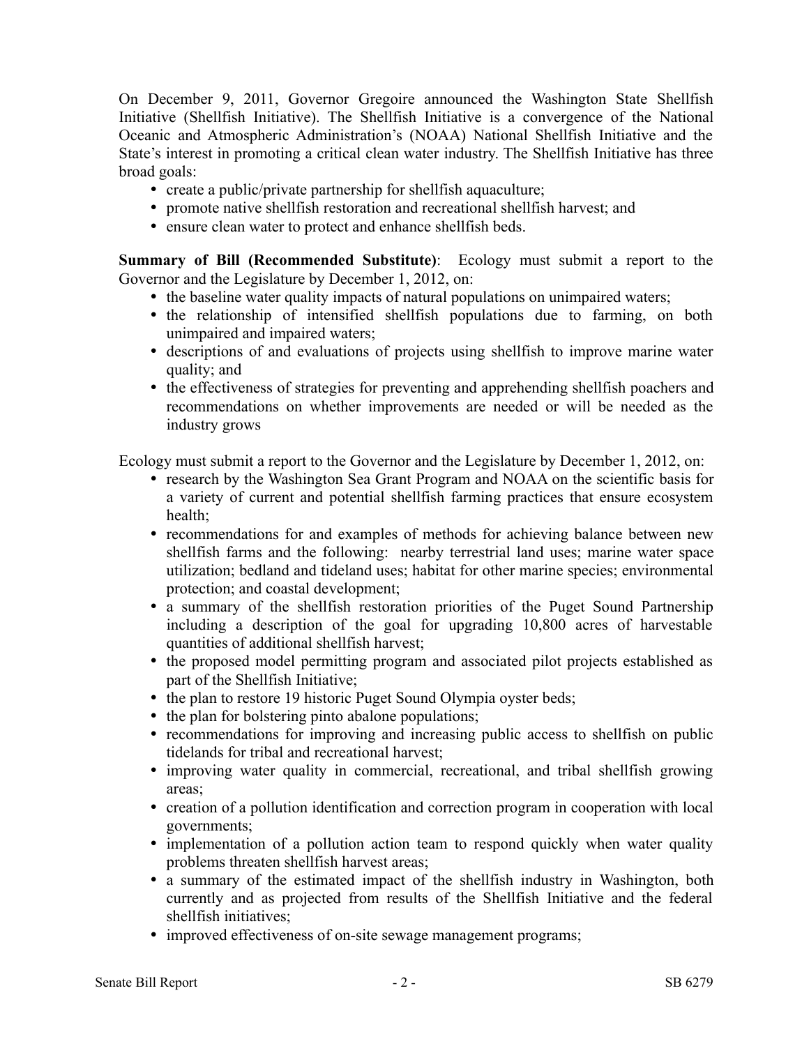On December 9, 2011, Governor Gregoire announced the Washington State Shellfish Initiative (Shellfish Initiative). The Shellfish Initiative is a convergence of the National Oceanic and Atmospheric Administration's (NOAA) National Shellfish Initiative and the State's interest in promoting a critical clean water industry. The Shellfish Initiative has three broad goals:

- create a public/private partnership for shellfish aquaculture;
- promote native shellfish restoration and recreational shellfish harvest; and
- ensure clean water to protect and enhance shellfish beds.

**Summary of Bill (Recommended Substitute)**: Ecology must submit a report to the Governor and the Legislature by December 1, 2012, on:

- the baseline water quality impacts of natural populations on unimpaired waters;
- the relationship of intensified shellfish populations due to farming, on both unimpaired and impaired waters;
- descriptions of and evaluations of projects using shellfish to improve marine water quality; and
- the effectiveness of strategies for preventing and apprehending shellfish poachers and recommendations on whether improvements are needed or will be needed as the industry grows

Ecology must submit a report to the Governor and the Legislature by December 1, 2012, on:

- research by the Washington Sea Grant Program and NOAA on the scientific basis for a variety of current and potential shellfish farming practices that ensure ecosystem health;
- recommendations for and examples of methods for achieving balance between new shellfish farms and the following: nearby terrestrial land uses; marine water space utilization; bedland and tideland uses; habitat for other marine species; environmental protection; and coastal development;
- a summary of the shellfish restoration priorities of the Puget Sound Partnership including a description of the goal for upgrading 10,800 acres of harvestable quantities of additional shellfish harvest;
- the proposed model permitting program and associated pilot projects established as part of the Shellfish Initiative;
- the plan to restore 19 historic Puget Sound Olympia oyster beds;
- the plan for bolstering pinto abalone populations;
- recommendations for improving and increasing public access to shellfish on public tidelands for tribal and recreational harvest;
- improving water quality in commercial, recreational, and tribal shellfish growing areas;
- creation of a pollution identification and correction program in cooperation with local governments;
- implementation of a pollution action team to respond quickly when water quality problems threaten shellfish harvest areas;
- a summary of the estimated impact of the shellfish industry in Washington, both currently and as projected from results of the Shellfish Initiative and the federal shellfish initiatives;
- improved effectiveness of on-site sewage management programs;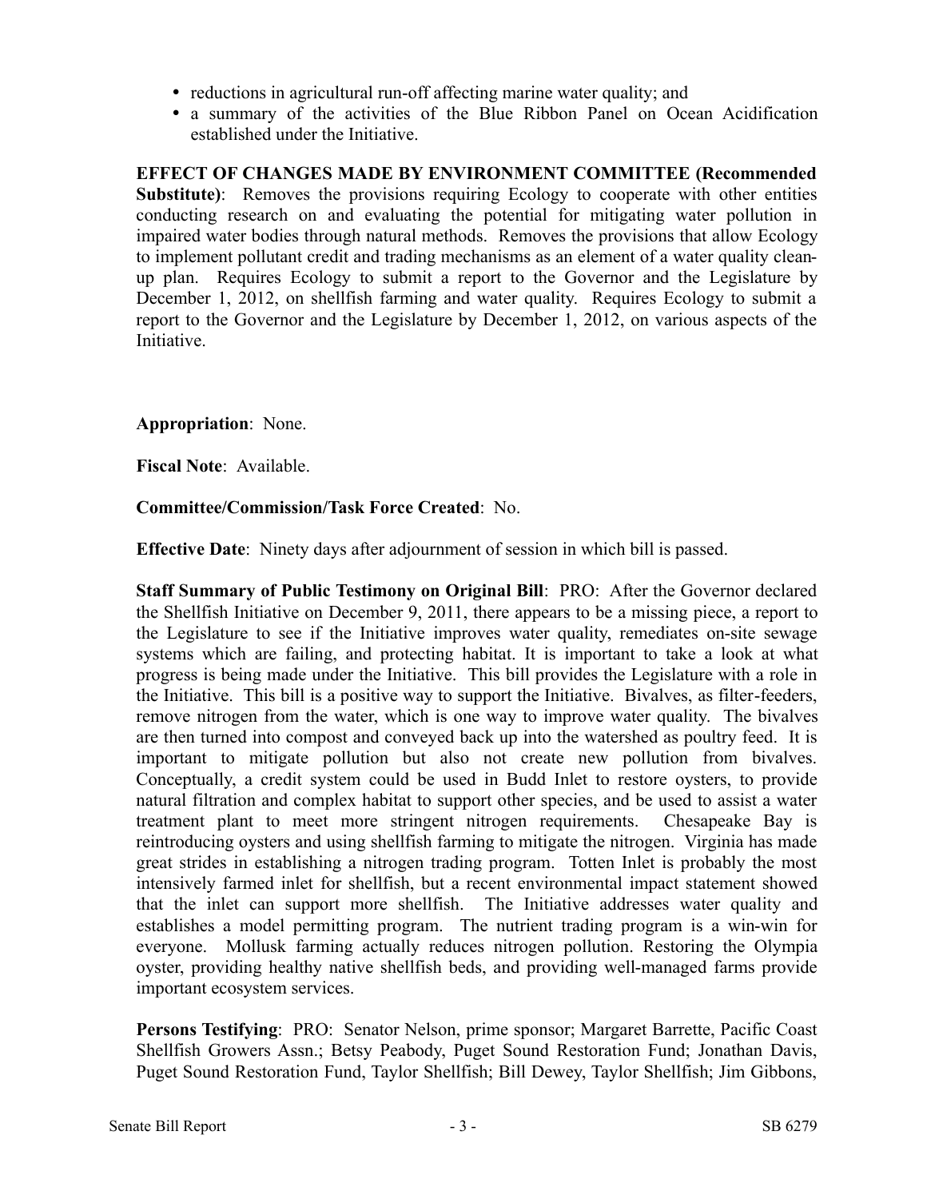- reductions in agricultural run-off affecting marine water quality; and
- a summary of the activities of the Blue Ribbon Panel on Ocean Acidification established under the Initiative.

**EFFECT OF CHANGES MADE BY ENVIRONMENT COMMITTEE (Recommended Substitute)**: Removes the provisions requiring Ecology to cooperate with other entities conducting research on and evaluating the potential for mitigating water pollution in impaired water bodies through natural methods. Removes the provisions that allow Ecology to implement pollutant credit and trading mechanisms as an element of a water quality clean-up plan. Requires Ecology to submit a report to the Governor and the Legislature by December 1, 2012, on shellfish farming and water quality. Requires Ecology to submit a report to the Governor and the Legislature by December 1, 2012, on various aspects of the Initiative.

**Appropriation**: None.

**Fiscal Note**: Available.

**Committee/Commission/Task Force Created**: No.

**Effective Date**: Ninety days after adjournment of session in which bill is passed.

**Staff Summary of Public Testimony on Original Bill**: PRO: After the Governor declared the Shellfish Initiative on December 9, 2011, there appears to be a missing piece, a report to the Legislature to see if the Initiative improves water quality, remediates on-site sewage systems which are failing, and protecting habitat. It is important to take a look at what progress is being made under the Initiative. This bill provides the Legislature with a role in the Initiative. This bill is a positive way to support the Initiative. Bivalves, as filter-feeders, remove nitrogen from the water, which is one way to improve water quality. The bivalves are then turned into compost and conveyed back up into the watershed as poultry feed. It is important to mitigate pollution but also not create new pollution from bivalves. Conceptually, a credit system could be used in Budd Inlet to restore oysters, to provide natural filtration and complex habitat to support other species, and be used to assist a water treatment plant to meet more stringent nitrogen requirements. Chesapeake Bay is reintroducing oysters and using shellfish farming to mitigate the nitrogen. Virginia has made great strides in establishing a nitrogen trading program. Totten Inlet is probably the most intensively farmed inlet for shellfish, but a recent environmental impact statement showed that the inlet can support more shellfish. The Initiative addresses water quality and establishes a model permitting program. The nutrient trading program is a win-win for everyone. Mollusk farming actually reduces nitrogen pollution. Restoring the Olympia oyster, providing healthy native shellfish beds, and providing well-managed farms provide important ecosystem services.

**Persons Testifying**: PRO: Senator Nelson, prime sponsor; Margaret Barrette, Pacific Coast Shellfish Growers Assn.; Betsy Peabody, Puget Sound Restoration Fund; Jonathan Davis, Puget Sound Restoration Fund, Taylor Shellfish; Bill Dewey, Taylor Shellfish; Jim Gibbons,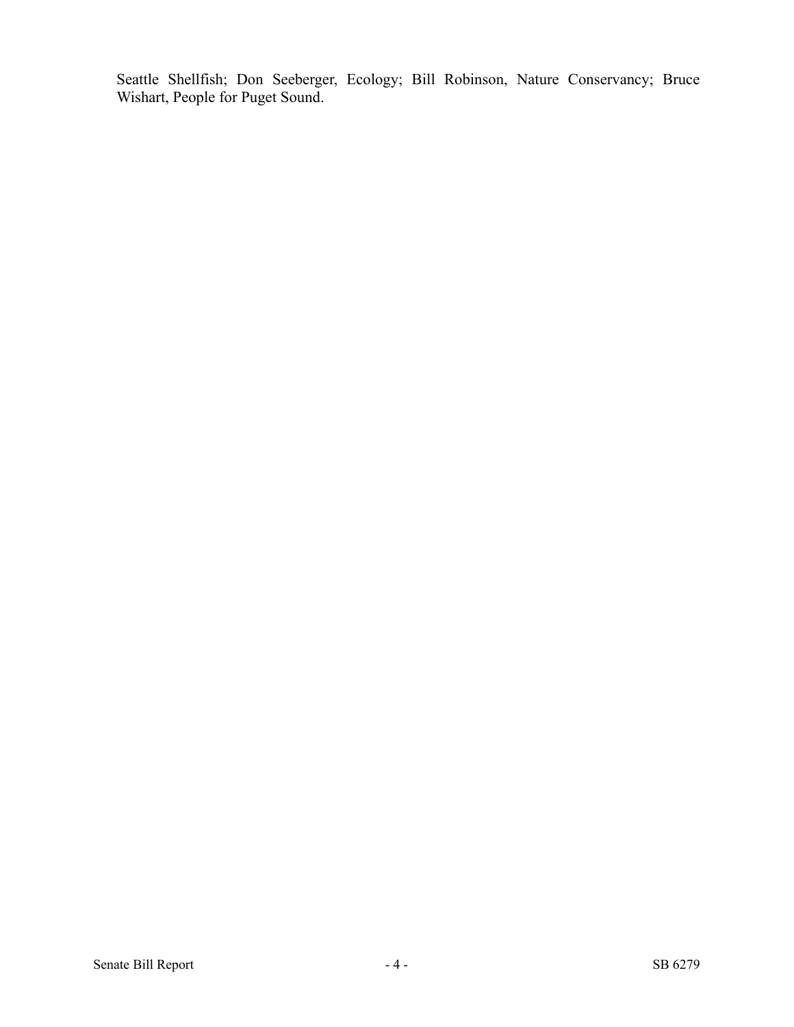Seattle Shellfish; Don Seeberger, Ecology; Bill Robinson, Nature Conservancy; Bruce Wishart, People for Puget Sound.